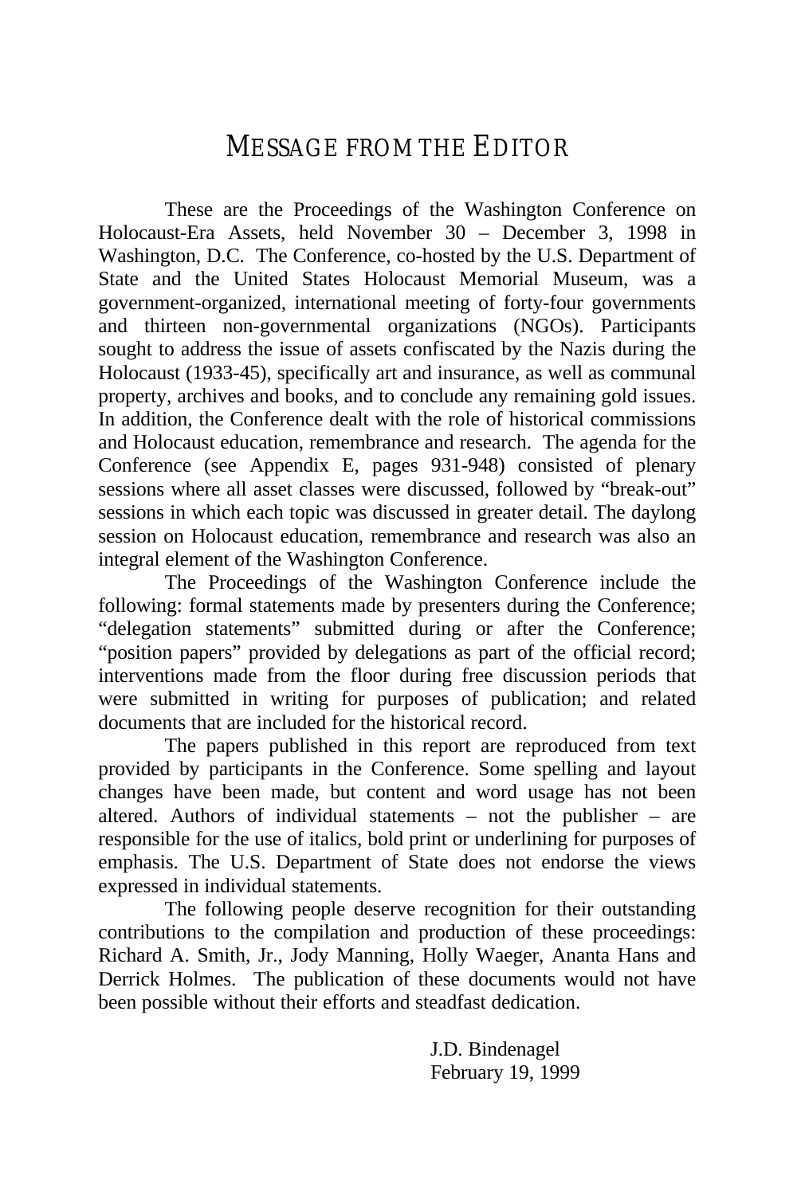# MESSAGE FROM THE EDITOR

These are the Proceedings of the Washington Conference on Holocaust-Era Assets, held November 30 – December 3, 1998 in Washington, D.C. The Conference, co-hosted by the U.S. Department of State and the United States Holocaust Memorial Museum, was a government-organized, international meeting of forty-four governments and thirteen non-governmental organizations (NGOs). Participants sought to address the issue of assets confiscated by the Nazis during the Holocaust (1933-45), specifically art and insurance, as well as communal property, archives and books, and to conclude any remaining gold issues. In addition, the Conference dealt with the role of historical commissions and Holocaust education, remembrance and research. The agenda for the Conference (see Appendix E, pages 931-948) consisted of plenary sessions where all asset classes were discussed, followed by "break-out" sessions in which each topic was discussed in greater detail. The daylong session on Holocaust education, remembrance and research was also an integral element of the Washington Conference.

The Proceedings of the Washington Conference include the following: formal statements made by presenters during the Conference; "delegation statements" submitted during or after the Conference; "position papers" provided by delegations as part of the official record; interventions made from the floor during free discussion periods that were submitted in writing for purposes of publication; and related documents that are included for the historical record.

The papers published in this report are reproduced from text provided by participants in the Conference. Some spelling and layout changes have been made, but content and word usage has not been altered. Authors of individual statements – not the publisher – are responsible for the use of italics, bold print or underlining for purposes of emphasis. The U.S. Department of State does not endorse the views expressed in individual statements.

The following people deserve recognition for their outstanding contributions to the compilation and production of these proceedings: Richard A. Smith, Jr., Jody Manning, Holly Waeger, Ananta Hans and Derrick Holmes. The publication of these documents would not have been possible without their efforts and steadfast dedication.

J.D. Bindenagel
February 19, 1999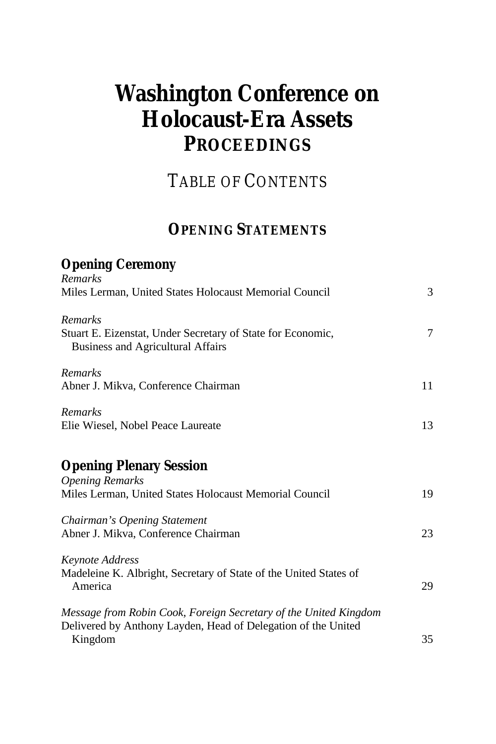# Washington Conference on Holocaust-Era Assets
## PROCEEDINGS

## TABLE OF CONTENTS

## OPENING STATEMENTS

### Opening Ceremony

*Remarks*
Miles Lerman, United States Holocaust Memorial Council — 3

*Remarks*
Stuart E. Eizenstat, Under Secretary of State for Economic, Business and Agricultural Affairs — 7

*Remarks*
Abner J. Mikva, Conference Chairman — 11

*Remarks*
Elie Wiesel, Nobel Peace Laureate — 13

### Opening Plenary Session

*Opening Remarks*
Miles Lerman, United States Holocaust Memorial Council — 19

*Chairman's Opening Statement*
Abner J. Mikva, Conference Chairman — 23

*Keynote Address*
Madeleine K. Albright, Secretary of State of the United States of America — 29

*Message from Robin Cook, Foreign Secretary of the United Kingdom*
Delivered by Anthony Layden, Head of Delegation of the United Kingdom — 35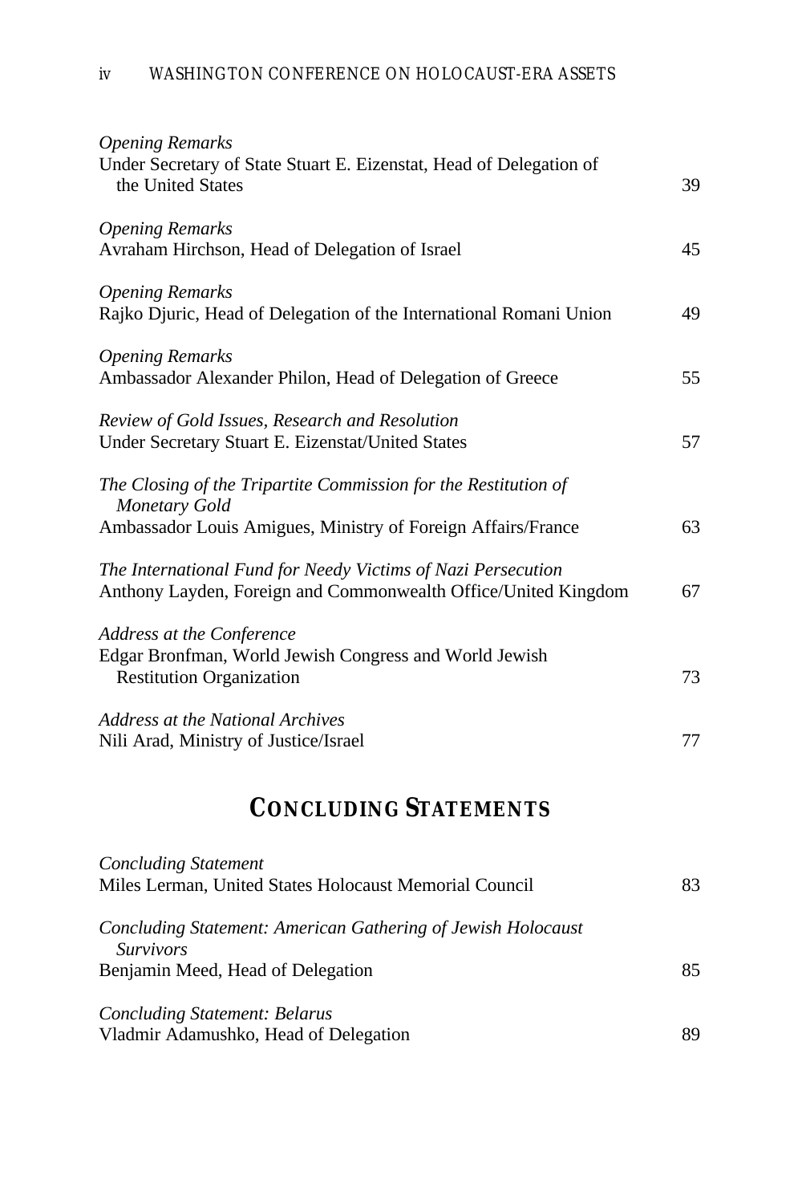*Opening Remarks*
Under Secretary of State Stuart E. Eizenstat, Head of Delegation of the United States 39

*Opening Remarks*
Avraham Hirchson, Head of Delegation of Israel 45

*Opening Remarks*
Rajko Djuric, Head of Delegation of the International Romani Union 49

*Opening Remarks*
Ambassador Alexander Philon, Head of Delegation of Greece 55

*Review of Gold Issues, Research and Resolution*
Under Secretary Stuart E. Eizenstat/United States 57

*The Closing of the Tripartite Commission for the Restitution of Monetary Gold*
Ambassador Louis Amigues, Ministry of Foreign Affairs/France 63

*The International Fund for Needy Victims of Nazi Persecution*
Anthony Layden, Foreign and Commonwealth Office/United Kingdom 67

*Address at the Conference*
Edgar Bronfman, World Jewish Congress and World Jewish Restitution Organization 73

*Address at the National Archives*
Nili Arad, Ministry of Justice/Israel 77

## CONCLUDING STATEMENTS

*Concluding Statement*
Miles Lerman, United States Holocaust Memorial Council 83

*Concluding Statement: American Gathering of Jewish Holocaust Survivors*
Benjamin Meed, Head of Delegation 85

*Concluding Statement: Belarus*
Vladmir Adamushko, Head of Delegation 89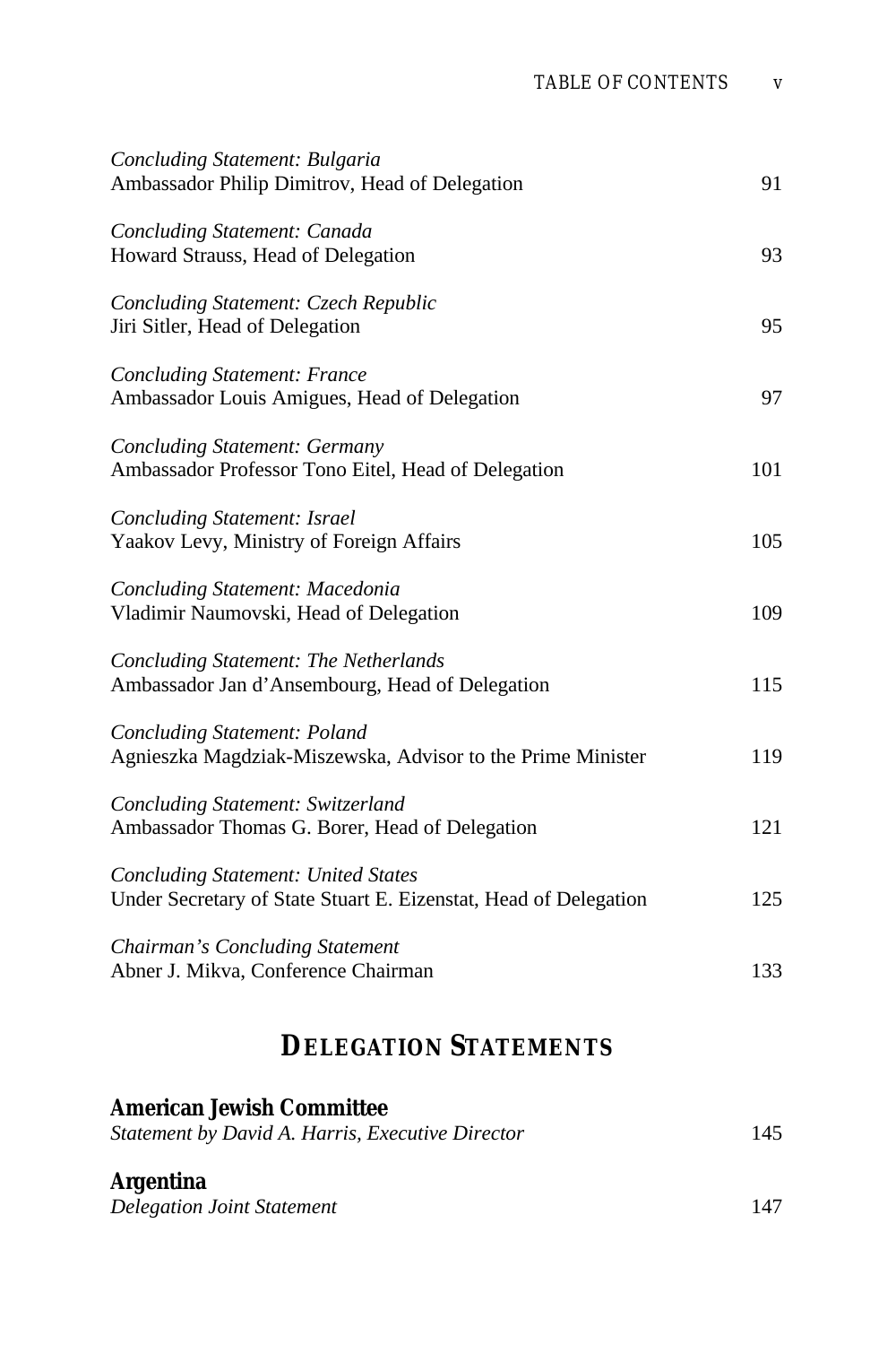*Concluding Statement: Bulgaria*
Ambassador Philip Dimitrov, Head of Delegation 91

*Concluding Statement: Canada*
Howard Strauss, Head of Delegation 93

*Concluding Statement: Czech Republic*
Jiri Sitler, Head of Delegation 95

*Concluding Statement: France*
Ambassador Louis Amigues, Head of Delegation 97

*Concluding Statement: Germany*
Ambassador Professor Tono Eitel, Head of Delegation 101

*Concluding Statement: Israel*
Yaakov Levy, Ministry of Foreign Affairs 105

*Concluding Statement: Macedonia*
Vladimir Naumovski, Head of Delegation 109

*Concluding Statement: The Netherlands*
Ambassador Jan d'Ansembourg, Head of Delegation 115

*Concluding Statement: Poland*
Agnieszka Magdziak-Miszewska, Advisor to the Prime Minister 119

*Concluding Statement: Switzerland*
Ambassador Thomas G. Borer, Head of Delegation 121

*Concluding Statement: United States*
Under Secretary of State Stuart E. Eizenstat, Head of Delegation 125

*Chairman's Concluding Statement*
Abner J. Mikva, Conference Chairman 133

## DELEGATION STATEMENTS

**American Jewish Committee**
*Statement by David A. Harris, Executive Director* 145

**Argentina**
*Delegation Joint Statement* 147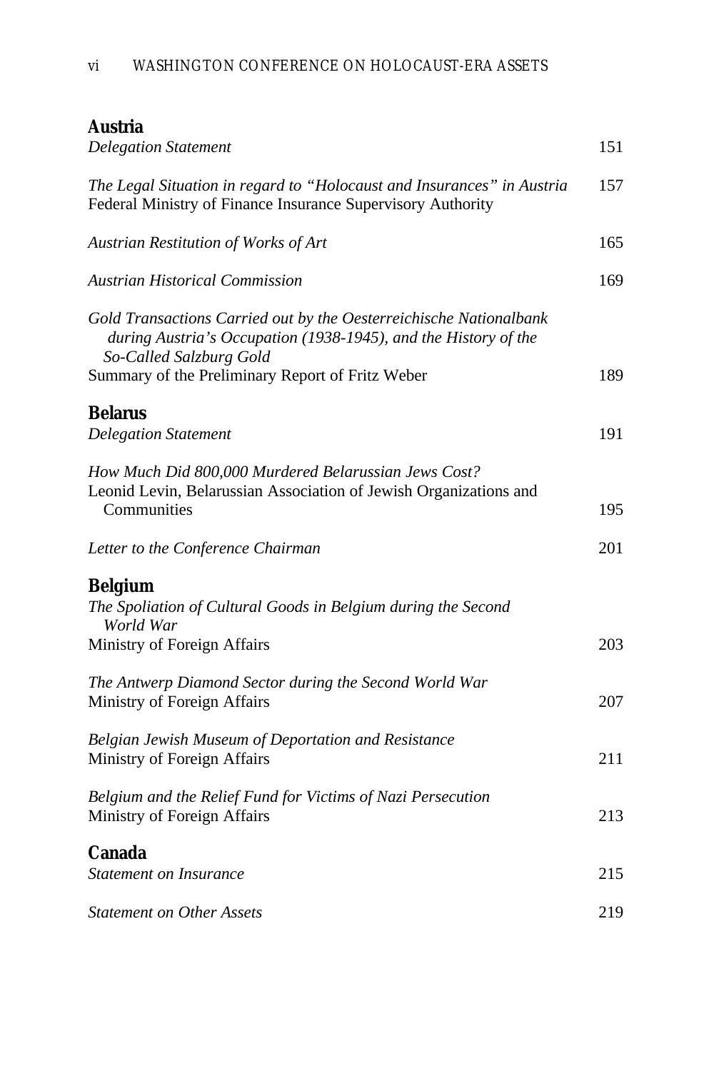## Austria

*Delegation Statement* 151

*The Legal Situation in regard to "Holocaust and Insurances" in Austria* 157
Federal Ministry of Finance Insurance Supervisory Authority

*Austrian Restitution of Works of Art* 165

*Austrian Historical Commission* 169

*Gold Transactions Carried out by the Oesterreichische Nationalbank during Austria's Occupation (1938-1945), and the History of the So-Called Salzburg Gold*
Summary of the Preliminary Report of Fritz Weber 189

## Belarus

*Delegation Statement* 191

*How Much Did 800,000 Murdered Belarussian Jews Cost?*
Leonid Levin, Belarussian Association of Jewish Organizations and Communities 195

*Letter to the Conference Chairman* 201

## Belgium

*The Spoliation of Cultural Goods in Belgium during the Second World War*
Ministry of Foreign Affairs 203

*The Antwerp Diamond Sector during the Second World War*
Ministry of Foreign Affairs 207

*Belgian Jewish Museum of Deportation and Resistance*
Ministry of Foreign Affairs 211

*Belgium and the Relief Fund for Victims of Nazi Persecution*
Ministry of Foreign Affairs 213

## Canada

*Statement on Insurance* 215

*Statement on Other Assets* 219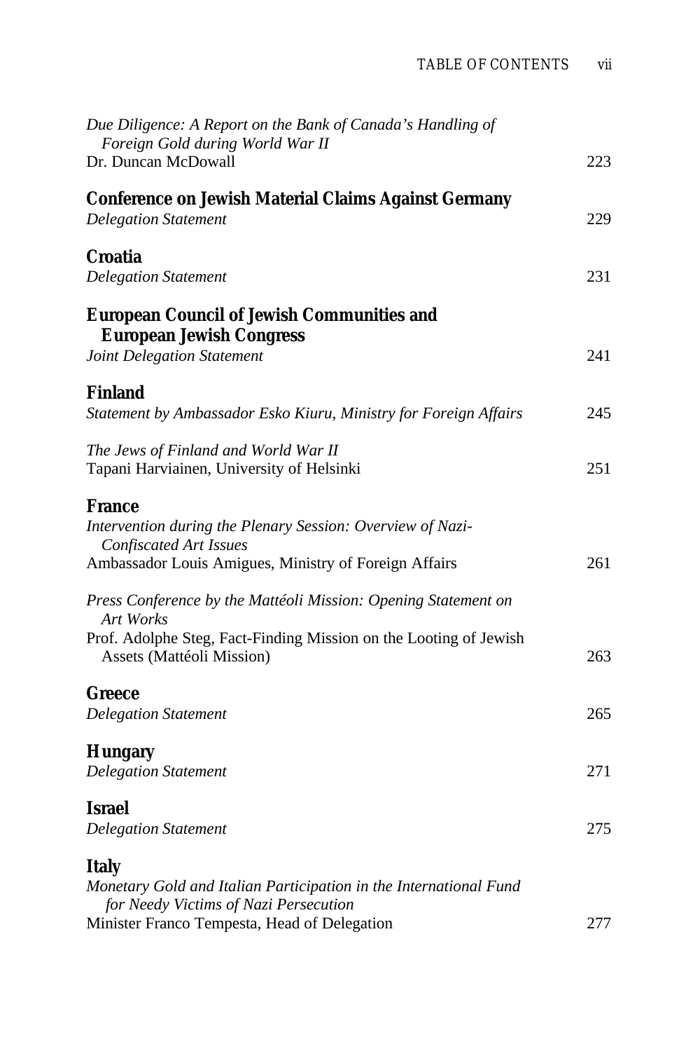*Due Diligence: A Report on the Bank of Canada's Handling of Foreign Gold during World War II*
Dr. Duncan McDowall 223

**Conference on Jewish Material Claims Against Germany**
*Delegation Statement* 229

**Croatia**
*Delegation Statement* 231

**European Council of Jewish Communities and European Jewish Congress**
*Joint Delegation Statement* 241

**Finland**
*Statement by Ambassador Esko Kiuru, Ministry for Foreign Affairs* 245

*The Jews of Finland and World War II*
Tapani Harviainen, University of Helsinki 251

**France**
*Intervention during the Plenary Session: Overview of Nazi-Confiscated Art Issues*
Ambassador Louis Amigues, Ministry of Foreign Affairs 261

*Press Conference by the Mattéoli Mission: Opening Statement on Art Works*
Prof. Adolphe Steg, Fact-Finding Mission on the Looting of Jewish Assets (Mattéoli Mission) 263

**Greece**
*Delegation Statement* 265

**Hungary**
*Delegation Statement* 271

**Israel**
*Delegation Statement* 275

**Italy**
*Monetary Gold and Italian Participation in the International Fund for Needy Victims of Nazi Persecution*
Minister Franco Tempesta, Head of Delegation 277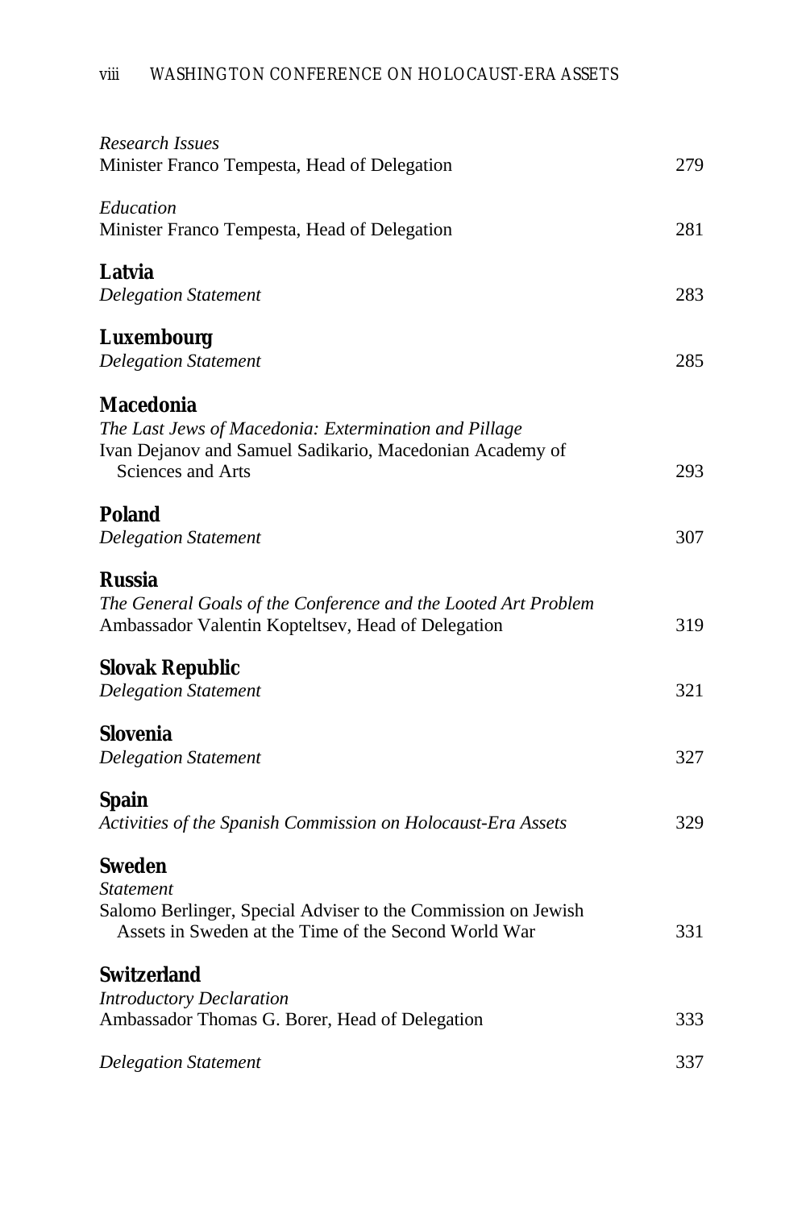*Research Issues*
Minister Franco Tempesta, Head of Delegation 279

*Education*
Minister Franco Tempesta, Head of Delegation 281

**Latvia**
*Delegation Statement* 283

**Luxembourg**
*Delegation Statement* 285

**Macedonia**
*The Last Jews of Macedonia: Extermination and Pillage*
Ivan Dejanov and Samuel Sadikario, Macedonian Academy of Sciences and Arts 293

**Poland**
*Delegation Statement* 307

**Russia**
*The General Goals of the Conference and the Looted Art Problem*
Ambassador Valentin Kopteltsev, Head of Delegation 319

**Slovak Republic**
*Delegation Statement* 321

**Slovenia**
*Delegation Statement* 327

**Spain**
*Activities of the Spanish Commission on Holocaust-Era Assets* 329

**Sweden**
*Statement*
Salomo Berlinger, Special Adviser to the Commission on Jewish Assets in Sweden at the Time of the Second World War 331

**Switzerland**
*Introductory Declaration*
Ambassador Thomas G. Borer, Head of Delegation 333

*Delegation Statement* 337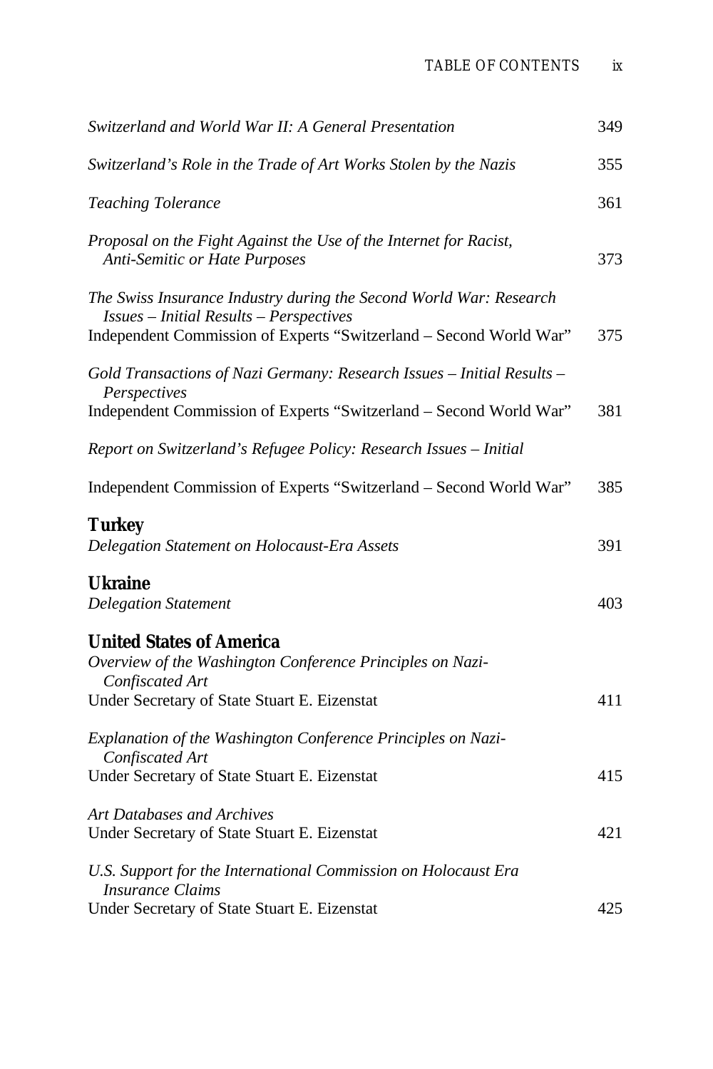*Switzerland and World War II: A General Presentation* 349

*Switzerland's Role in the Trade of Art Works Stolen by the Nazis* 355

*Teaching Tolerance* 361

*Proposal on the Fight Against the Use of the Internet for Racist, Anti-Semitic or Hate Purposes* 373

*The Swiss Insurance Industry during the Second World War: Research Issues – Initial Results – Perspectives*
Independent Commission of Experts "Switzerland – Second World War" 375

*Gold Transactions of Nazi Germany: Research Issues – Initial Results – Perspectives*
Independent Commission of Experts "Switzerland – Second World War" 381

*Report on Switzerland's Refugee Policy: Research Issues – Initial*

Independent Commission of Experts "Switzerland – Second World War" 385

**Turkey**
*Delegation Statement on Holocaust-Era Assets* 391

**Ukraine**
*Delegation Statement* 403

**United States of America**
*Overview of the Washington Conference Principles on Nazi-Confiscated Art*
Under Secretary of State Stuart E. Eizenstat 411

*Explanation of the Washington Conference Principles on Nazi-Confiscated Art*
Under Secretary of State Stuart E. Eizenstat 415

*Art Databases and Archives*
Under Secretary of State Stuart E. Eizenstat 421

*U.S. Support for the International Commission on Holocaust Era Insurance Claims*
Under Secretary of State Stuart E. Eizenstat 425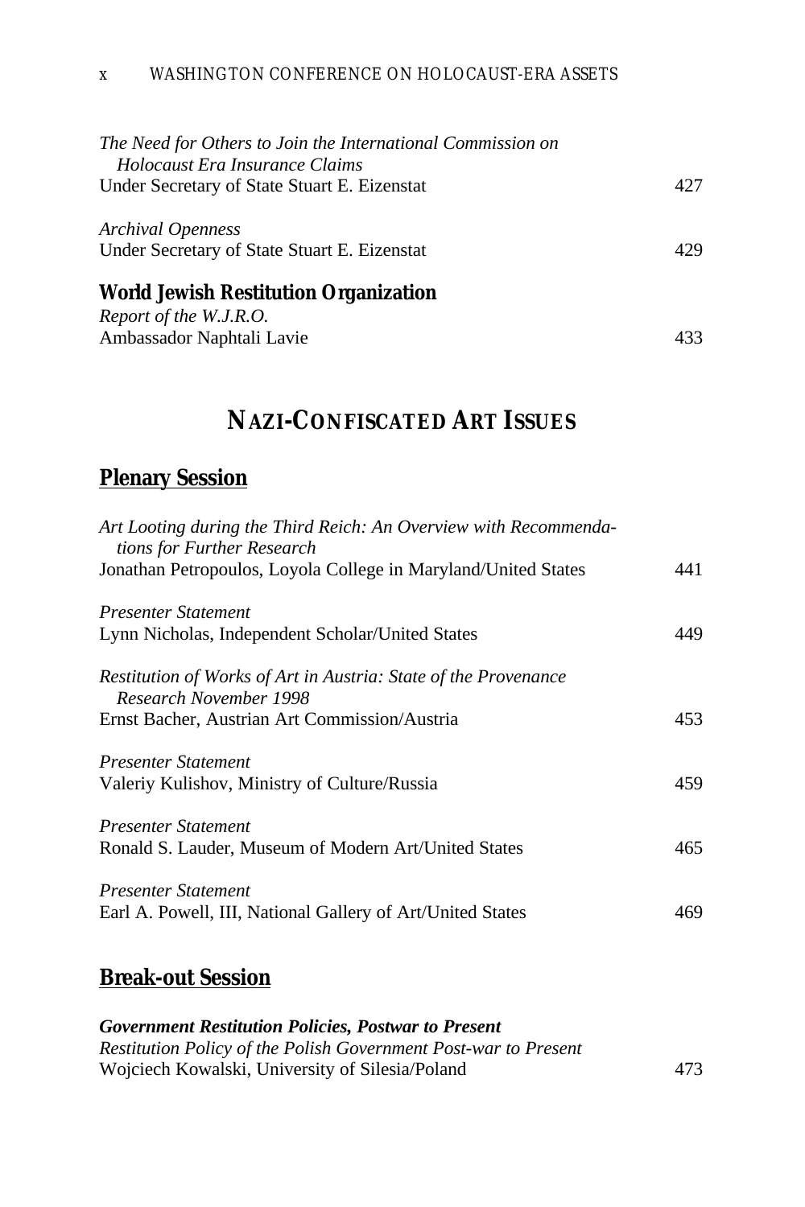*The Need for Others to Join the International Commission on Holocaust Era Insurance Claims*
Under Secretary of State Stuart E. Eizenstat 427

*Archival Openness*
Under Secretary of State Stuart E. Eizenstat 429

**World Jewish Restitution Organization**

*Report of the W.J.R.O.*
Ambassador Naphtali Lavie 433

# NAZI-CONFISCATED ART ISSUES

## Plenary Session

*Art Looting during the Third Reich: An Overview with Recommendations for Further Research*
Jonathan Petropoulos, Loyola College in Maryland/United States 441

*Presenter Statement*
Lynn Nicholas, Independent Scholar/United States 449

*Restitution of Works of Art in Austria: State of the Provenance Research November 1998*
Ernst Bacher, Austrian Art Commission/Austria 453

*Presenter Statement*
Valeriy Kulishov, Ministry of Culture/Russia 459

*Presenter Statement*
Ronald S. Lauder, Museum of Modern Art/United States 465

*Presenter Statement*
Earl A. Powell, III, National Gallery of Art/United States 469

## Break-out Session

***Government Restitution Policies, Postwar to Present***
*Restitution Policy of the Polish Government Post-war to Present*
Wojciech Kowalski, University of Silesia/Poland 473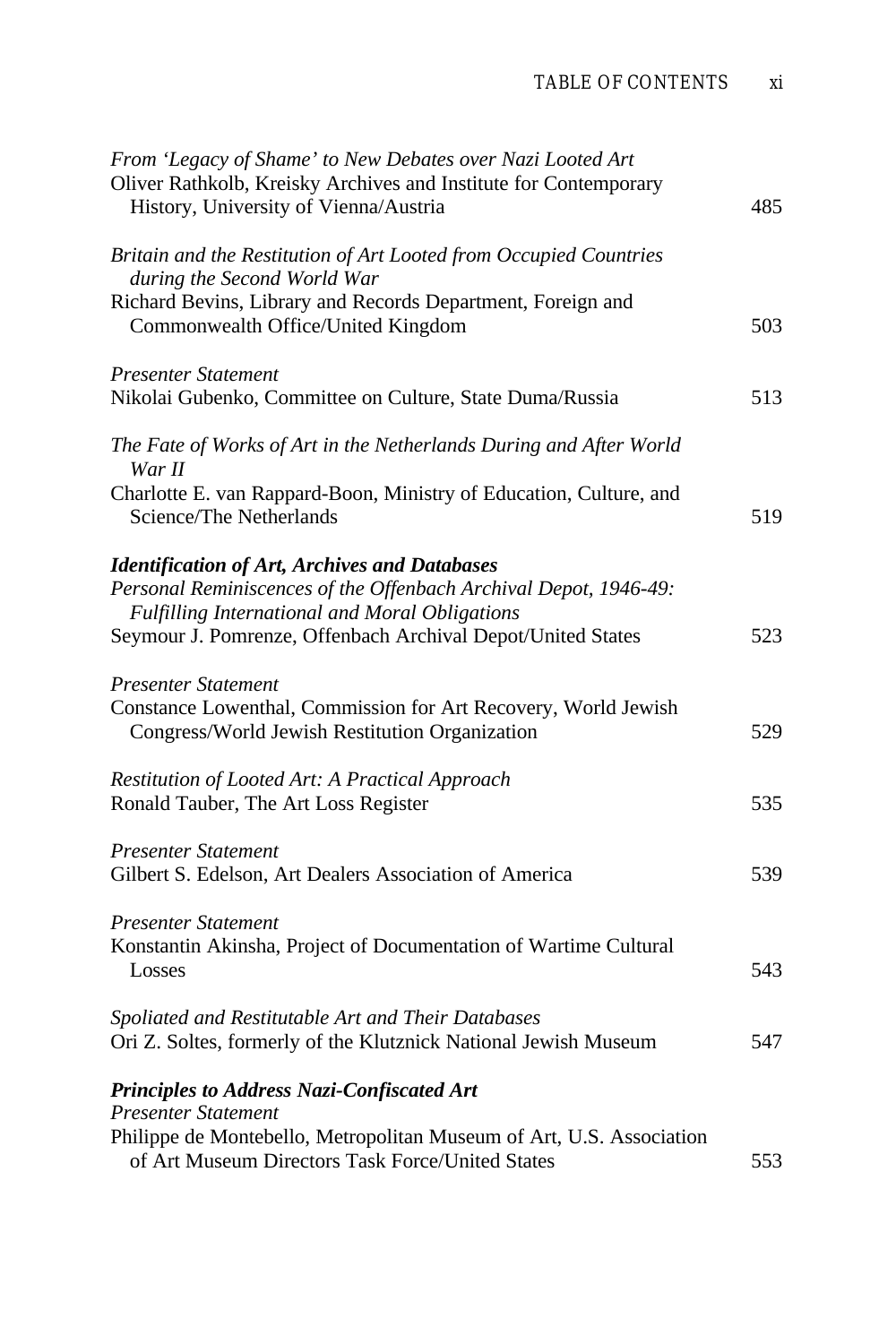*From 'Legacy of Shame' to New Debates over Nazi Looted Art*
Oliver Rathkolb, Kreisky Archives and Institute for Contemporary History, University of Vienna/Austria 485

*Britain and the Restitution of Art Looted from Occupied Countries during the Second World War*
Richard Bevins, Library and Records Department, Foreign and Commonwealth Office/United Kingdom 503

*Presenter Statement*
Nikolai Gubenko, Committee on Culture, State Duma/Russia 513

*The Fate of Works of Art in the Netherlands During and After World War II*
Charlotte E. van Rappard-Boon, Ministry of Education, Culture, and Science/The Netherlands 519

***Identification of Art, Archives and Databases***

*Personal Reminiscences of the Offenbach Archival Depot, 1946-49: Fulfilling International and Moral Obligations*
Seymour J. Pomrenze, Offenbach Archival Depot/United States 523

*Presenter Statement*
Constance Lowenthal, Commission for Art Recovery, World Jewish Congress/World Jewish Restitution Organization 529

*Restitution of Looted Art: A Practical Approach*
Ronald Tauber, The Art Loss Register 535

*Presenter Statement*
Gilbert S. Edelson, Art Dealers Association of America 539

*Presenter Statement*
Konstantin Akinsha, Project of Documentation of Wartime Cultural Losses 543

*Spoliated and Restitutable Art and Their Databases*
Ori Z. Soltes, formerly of the Klutznick National Jewish Museum 547

***Principles to Address Nazi-Confiscated Art***

*Presenter Statement*
Philippe de Montebello, Metropolitan Museum of Art, U.S. Association of Art Museum Directors Task Force/United States 553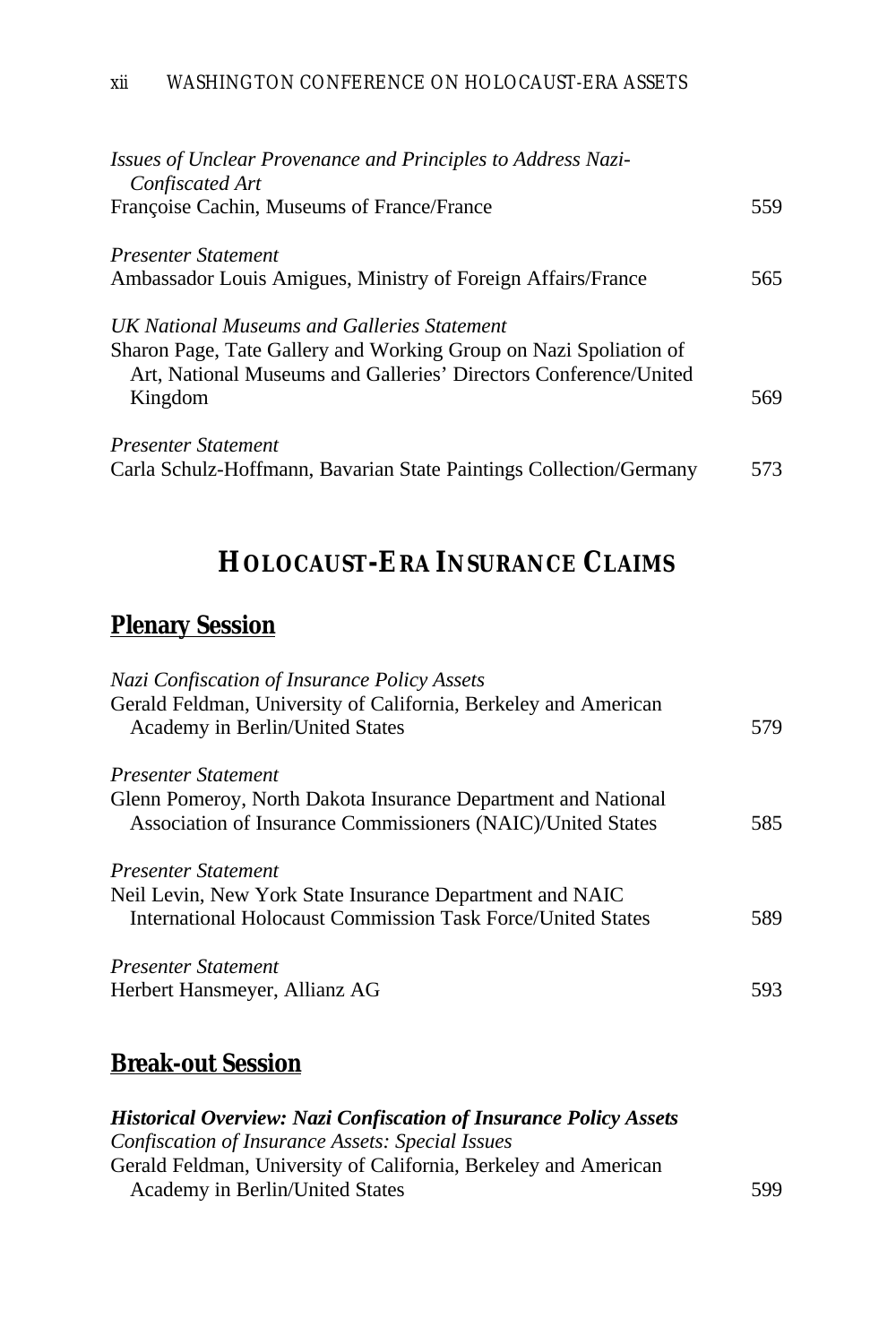*Issues of Unclear Provenance and Principles to Address Nazi-Confiscated Art*
Françoise Cachin, Museums of France/France 559

*Presenter Statement*
Ambassador Louis Amigues, Ministry of Foreign Affairs/France 565

*UK National Museums and Galleries Statement*
Sharon Page, Tate Gallery and Working Group on Nazi Spoliation of Art, National Museums and Galleries' Directors Conference/United Kingdom 569

*Presenter Statement*
Carla Schulz-Hoffmann, Bavarian State Paintings Collection/Germany 573

# HOLOCAUST-ERA INSURANCE CLAIMS

## Plenary Session

*Nazi Confiscation of Insurance Policy Assets*
Gerald Feldman, University of California, Berkeley and American Academy in Berlin/United States 579

*Presenter Statement*
Glenn Pomeroy, North Dakota Insurance Department and National Association of Insurance Commissioners (NAIC)/United States 585

*Presenter Statement*
Neil Levin, New York State Insurance Department and NAIC International Holocaust Commission Task Force/United States 589

*Presenter Statement*
Herbert Hansmeyer, Allianz AG 593

## Break-out Session

***Historical Overview: Nazi Confiscation of Insurance Policy Assets***
*Confiscation of Insurance Assets: Special Issues*
Gerald Feldman, University of California, Berkeley and American Academy in Berlin/United States 599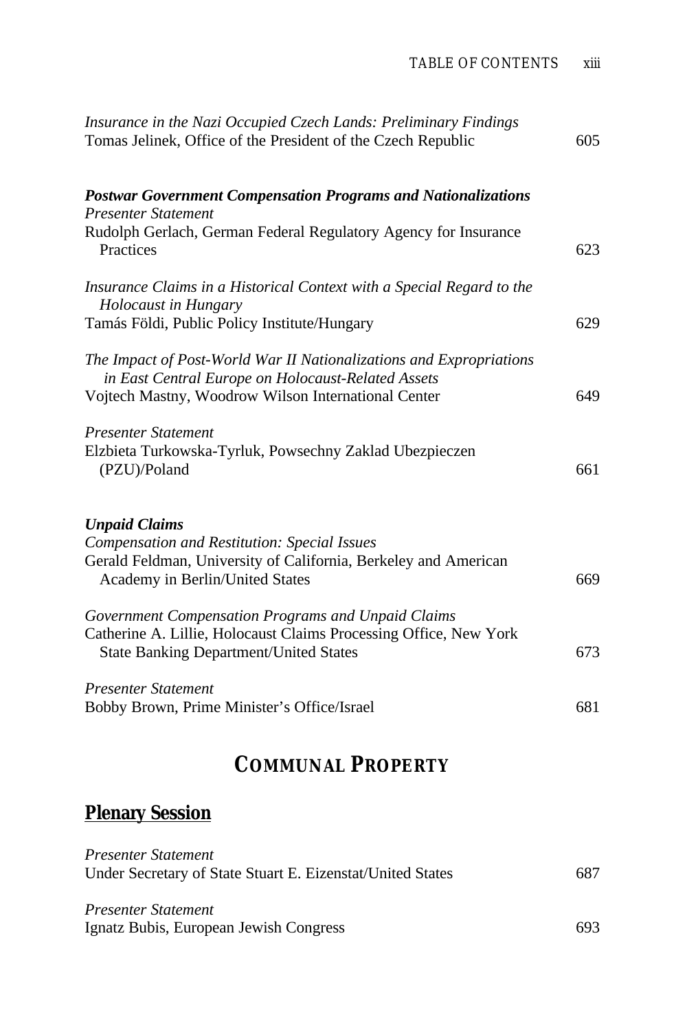*Insurance in the Nazi Occupied Czech Lands: Preliminary Findings*
Tomas Jelinek, Office of the President of the Czech Republic 605

***Postwar Government Compensation Programs and Nationalizations***
*Presenter Statement*
Rudolph Gerlach, German Federal Regulatory Agency for Insurance Practices 623

*Insurance Claims in a Historical Context with a Special Regard to the Holocaust in Hungary*
Tamás Földi, Public Policy Institute/Hungary 629

*The Impact of Post-World War II Nationalizations and Expropriations in East Central Europe on Holocaust-Related Assets*
Vojtech Mastny, Woodrow Wilson International Center 649

*Presenter Statement*
Elzbieta Turkowska-Tyrluk, Powsechny Zaklad Ubezpieczen (PZU)/Poland 661

***Unpaid Claims***
*Compensation and Restitution: Special Issues*
Gerald Feldman, University of California, Berkeley and American Academy in Berlin/United States 669

*Government Compensation Programs and Unpaid Claims*
Catherine A. Lillie, Holocaust Claims Processing Office, New York State Banking Department/United States 673

*Presenter Statement*
Bobby Brown, Prime Minister's Office/Israel 681

# COMMUNAL PROPERTY

## Plenary Session

*Presenter Statement*
Under Secretary of State Stuart E. Eizenstat/United States 687

*Presenter Statement*
Ignatz Bubis, European Jewish Congress 693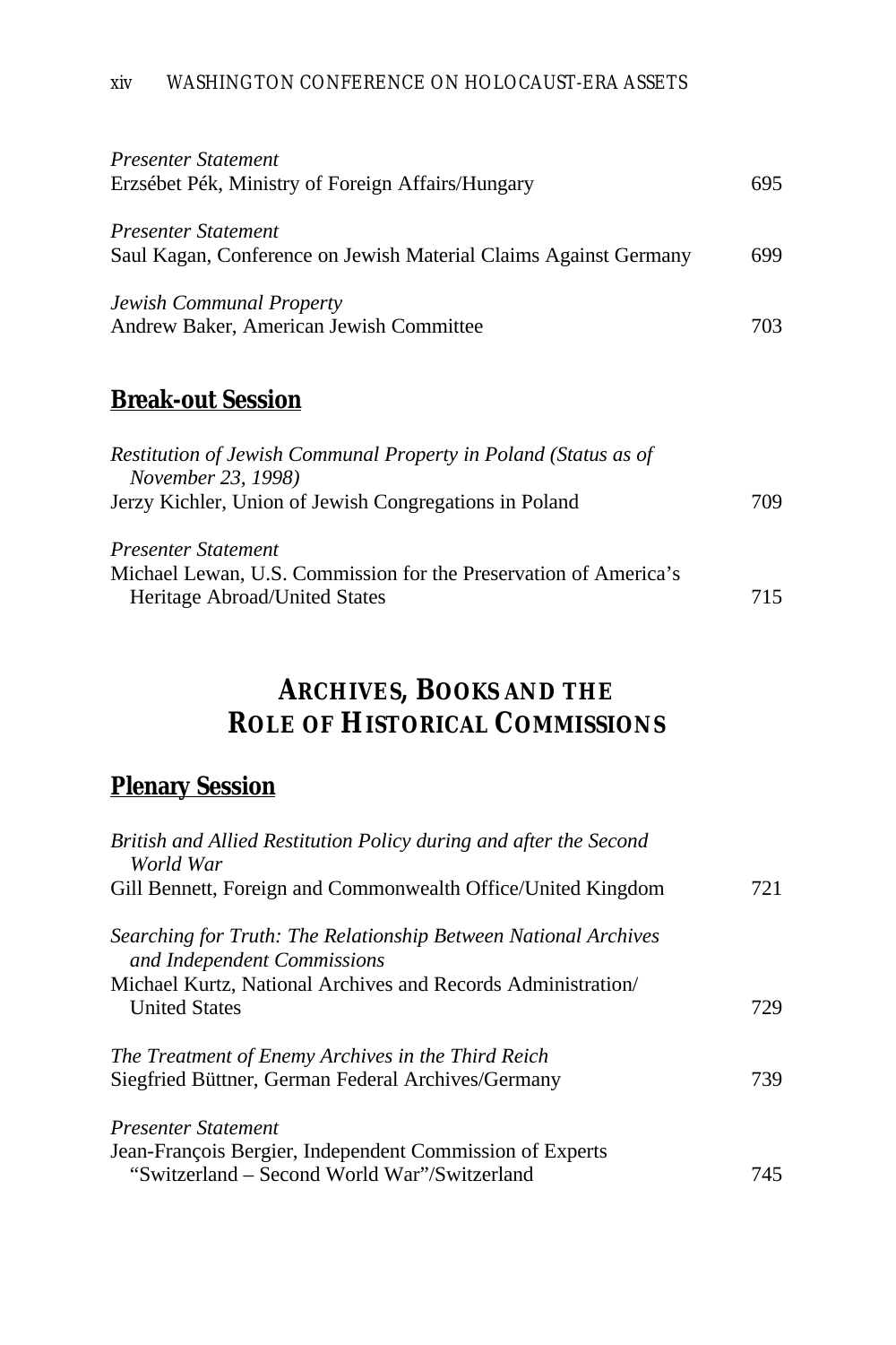*Presenter Statement*
Erzsébet Pék, Ministry of Foreign Affairs/Hungary 695

*Presenter Statement*
Saul Kagan, Conference on Jewish Material Claims Against Germany 699

*Jewish Communal Property*
Andrew Baker, American Jewish Committee 703

### Break-out Session

*Restitution of Jewish Communal Property in Poland (Status as of November 23, 1998)*
Jerzy Kichler, Union of Jewish Congregations in Poland 709

*Presenter Statement*
Michael Lewan, U.S. Commission for the Preservation of America's Heritage Abroad/United States 715

## ARCHIVES, BOOKS AND THE ROLE OF HISTORICAL COMMISSIONS

### Plenary Session

*British and Allied Restitution Policy during and after the Second World War*
Gill Bennett, Foreign and Commonwealth Office/United Kingdom 721

*Searching for Truth: The Relationship Between National Archives and Independent Commissions*
Michael Kurtz, National Archives and Records Administration/ United States 729

*The Treatment of Enemy Archives in the Third Reich*
Siegfried Büttner, German Federal Archives/Germany 739

*Presenter Statement*
Jean-François Bergier, Independent Commission of Experts "Switzerland – Second World War"/Switzerland 745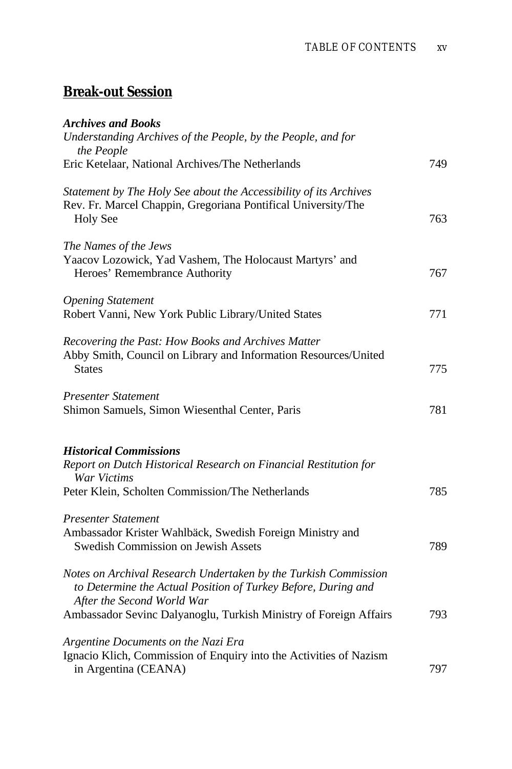## Break-out Session

***Archives and Books***

*Understanding Archives of the People, by the People, and for the People*
Eric Ketelaar, National Archives/The Netherlands 749

*Statement by The Holy See about the Accessibility of its Archives*
Rev. Fr. Marcel Chappin, Gregoriana Pontifical University/The Holy See 763

*The Names of the Jews*
Yaacov Lozowick, Yad Vashem, The Holocaust Martyrs' and Heroes' Remembrance Authority 767

*Opening Statement*
Robert Vanni, New York Public Library/United States 771

*Recovering the Past: How Books and Archives Matter*
Abby Smith, Council on Library and Information Resources/United States 775

*Presenter Statement*
Shimon Samuels, Simon Wiesenthal Center, Paris 781

***Historical Commissions***

*Report on Dutch Historical Research on Financial Restitution for War Victims*
Peter Klein, Scholten Commission/The Netherlands 785

*Presenter Statement*
Ambassador Krister Wahlbäck, Swedish Foreign Ministry and Swedish Commission on Jewish Assets 789

*Notes on Archival Research Undertaken by the Turkish Commission to Determine the Actual Position of Turkey Before, During and After the Second World War*
Ambassador Sevinc Dalyanoglu, Turkish Ministry of Foreign Affairs 793

*Argentine Documents on the Nazi Era*
Ignacio Klich, Commission of Enquiry into the Activities of Nazism in Argentina (CEANA) 797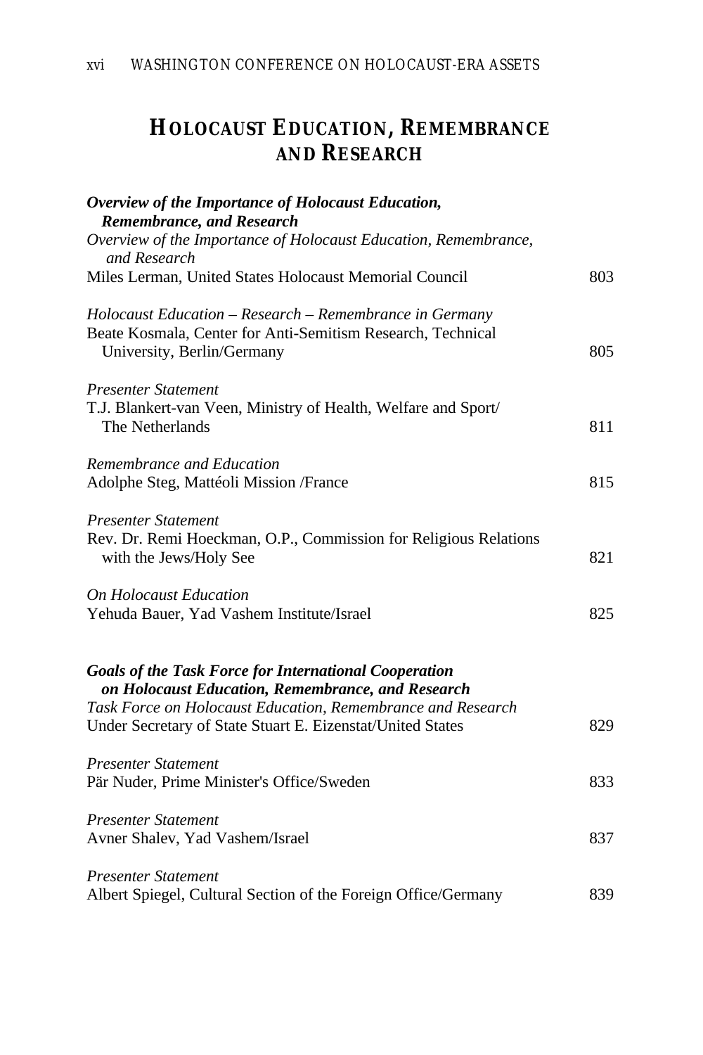# HOLOCAUST EDUCATION, REMEMBRANCE AND RESEARCH

***Overview of the Importance of Holocaust Education, Remembrance, and Research***

*Overview of the Importance of Holocaust Education, Remembrance, and Research*
Miles Lerman, United States Holocaust Memorial Council — 803

*Holocaust Education – Research – Remembrance in Germany*
Beate Kosmala, Center for Anti-Semitism Research, Technical University, Berlin/Germany — 805

*Presenter Statement*
T.J. Blankert-van Veen, Ministry of Health, Welfare and Sport/ The Netherlands — 811

*Remembrance and Education*
Adolphe Steg, Mattéoli Mission /France — 815

*Presenter Statement*
Rev. Dr. Remi Hoeckman, O.P., Commission for Religious Relations with the Jews/Holy See — 821

*On Holocaust Education*
Yehuda Bauer, Yad Vashem Institute/Israel — 825

***Goals of the Task Force for International Cooperation on Holocaust Education, Remembrance, and Research***

*Task Force on Holocaust Education, Remembrance and Research*
Under Secretary of State Stuart E. Eizenstat/United States — 829

*Presenter Statement*
Pär Nuder, Prime Minister's Office/Sweden — 833

*Presenter Statement*
Avner Shalev, Yad Vashem/Israel — 837

*Presenter Statement*
Albert Spiegel, Cultural Section of the Foreign Office/Germany — 839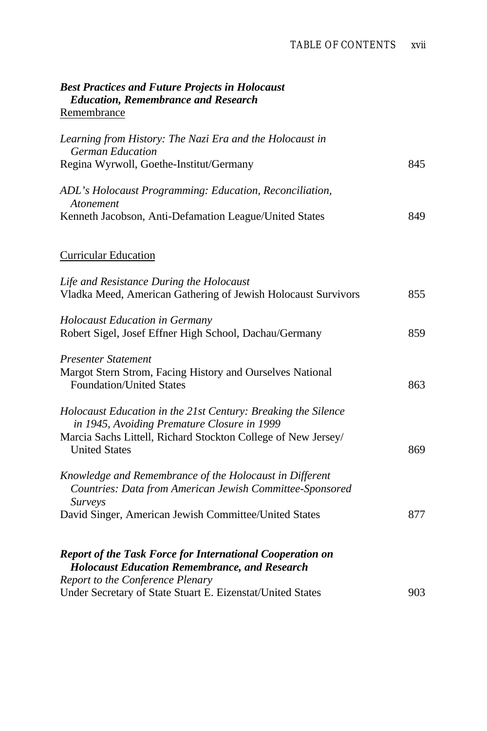***Best Practices and Future Projects in Holocaust Education, Remembrance and Research***

Remembrance

*Learning from History: The Nazi Era and the Holocaust in German Education*
Regina Wyrwoll, Goethe-Institut/Germany 845

*ADL's Holocaust Programming: Education, Reconciliation, Atonement*
Kenneth Jacobson, Anti-Defamation League/United States 849

Curricular Education

*Life and Resistance During the Holocaust*
Vladka Meed, American Gathering of Jewish Holocaust Survivors 855

*Holocaust Education in Germany*
Robert Sigel, Josef Effner High School, Dachau/Germany 859

*Presenter Statement*
Margot Stern Strom, Facing History and Ourselves National Foundation/United States 863

*Holocaust Education in the 21st Century: Breaking the Silence in 1945, Avoiding Premature Closure in 1999*
Marcia Sachs Littell, Richard Stockton College of New Jersey/United States 869

*Knowledge and Remembrance of the Holocaust in Different Countries: Data from American Jewish Committee-Sponsored Surveys*
David Singer, American Jewish Committee/United States 877

***Report of the Task Force for International Cooperation on Holocaust Education Remembrance, and Research***

*Report to the Conference Plenary*
Under Secretary of State Stuart E. Eizenstat/United States 903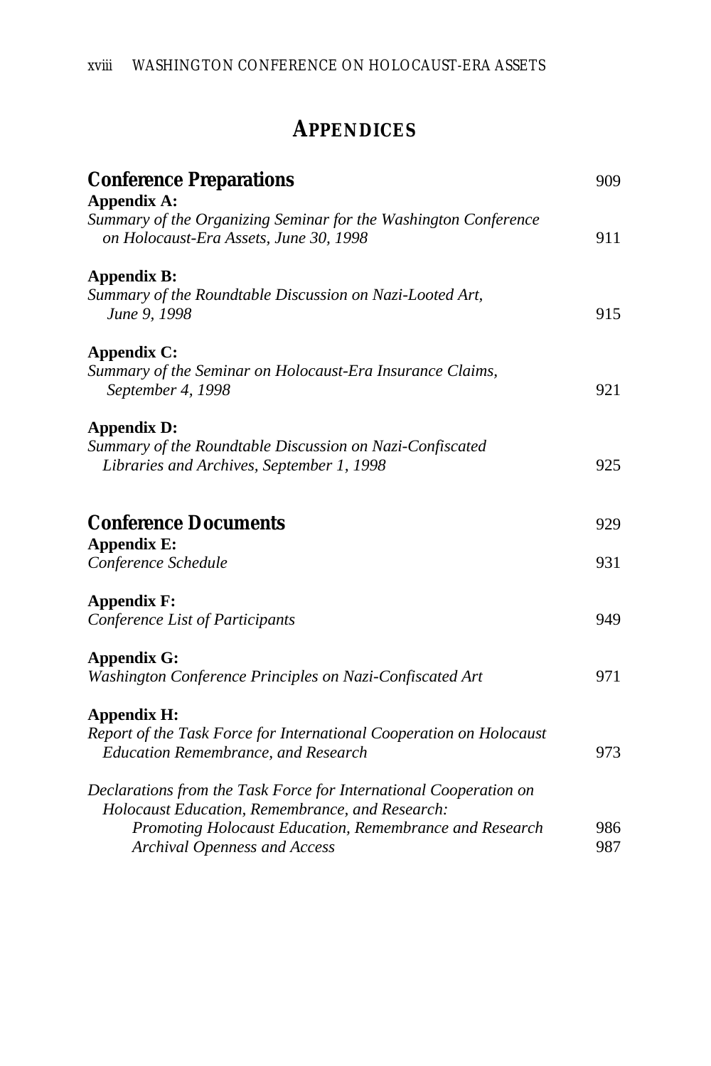# APPENDICES

## Conference Preparations 909

**Appendix A:**
*Summary of the Organizing Seminar for the Washington Conference on Holocaust-Era Assets, June 30, 1998* 911

**Appendix B:**
*Summary of the Roundtable Discussion on Nazi-Looted Art, June 9, 1998* 915

**Appendix C:**
*Summary of the Seminar on Holocaust-Era Insurance Claims, September 4, 1998* 921

**Appendix D:**
*Summary of the Roundtable Discussion on Nazi-Confiscated Libraries and Archives, September 1, 1998* 925

## Conference Documents 929

**Appendix E:**
*Conference Schedule* 931

**Appendix F:**
*Conference List of Participants* 949

**Appendix G:**
*Washington Conference Principles on Nazi-Confiscated Art* 971

**Appendix H:**
*Report of the Task Force for International Cooperation on Holocaust Education Remembrance, and Research* 973

*Declarations from the Task Force for International Cooperation on Holocaust Education, Remembrance, and Research:*
- *Promoting Holocaust Education, Remembrance and Research* 986
- *Archival Openness and Access* 987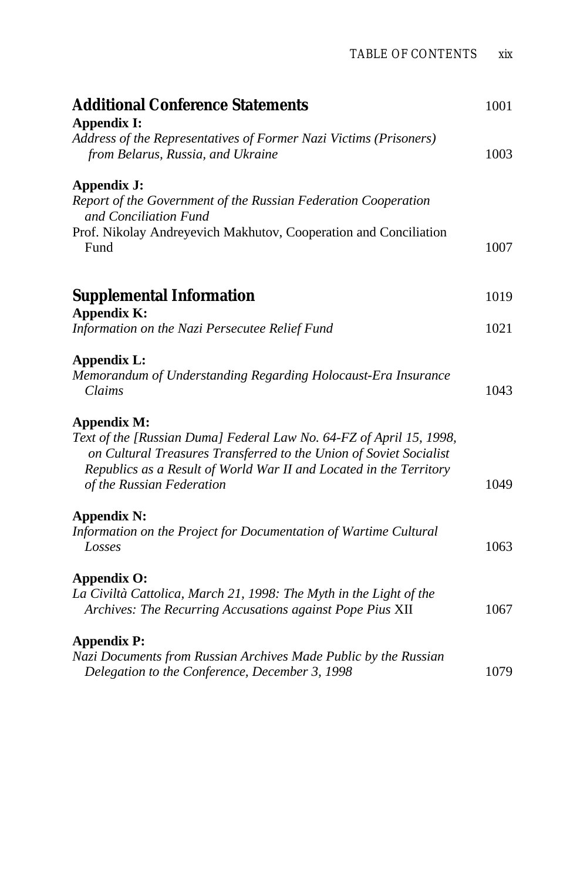## Additional Conference Statements 1001

**Appendix I:**
*Address of the Representatives of Former Nazi Victims (Prisoners) from Belarus, Russia, and Ukraine* 1003

**Appendix J:**
*Report of the Government of the Russian Federation Cooperation and Conciliation Fund*
Prof. Nikolay Andreyevich Makhutov, Cooperation and Conciliation Fund 1007

## Supplemental Information 1019

**Appendix K:**
*Information on the Nazi Persecutee Relief Fund* 1021

**Appendix L:**
*Memorandum of Understanding Regarding Holocaust-Era Insurance Claims* 1043

**Appendix M:**
*Text of the [Russian Duma] Federal Law No. 64-FZ of April 15, 1998, on Cultural Treasures Transferred to the Union of Soviet Socialist Republics as a Result of World War II and Located in the Territory of the Russian Federation* 1049

**Appendix N:**
*Information on the Project for Documentation of Wartime Cultural Losses* 1063

**Appendix O:**
*La Civiltà Cattolica, March 21, 1998: The Myth in the Light of the Archives: The Recurring Accusations against Pope Pius* XII 1067

**Appendix P:**
*Nazi Documents from Russian Archives Made Public by the Russian Delegation to the Conference, December 3, 1998* 1079